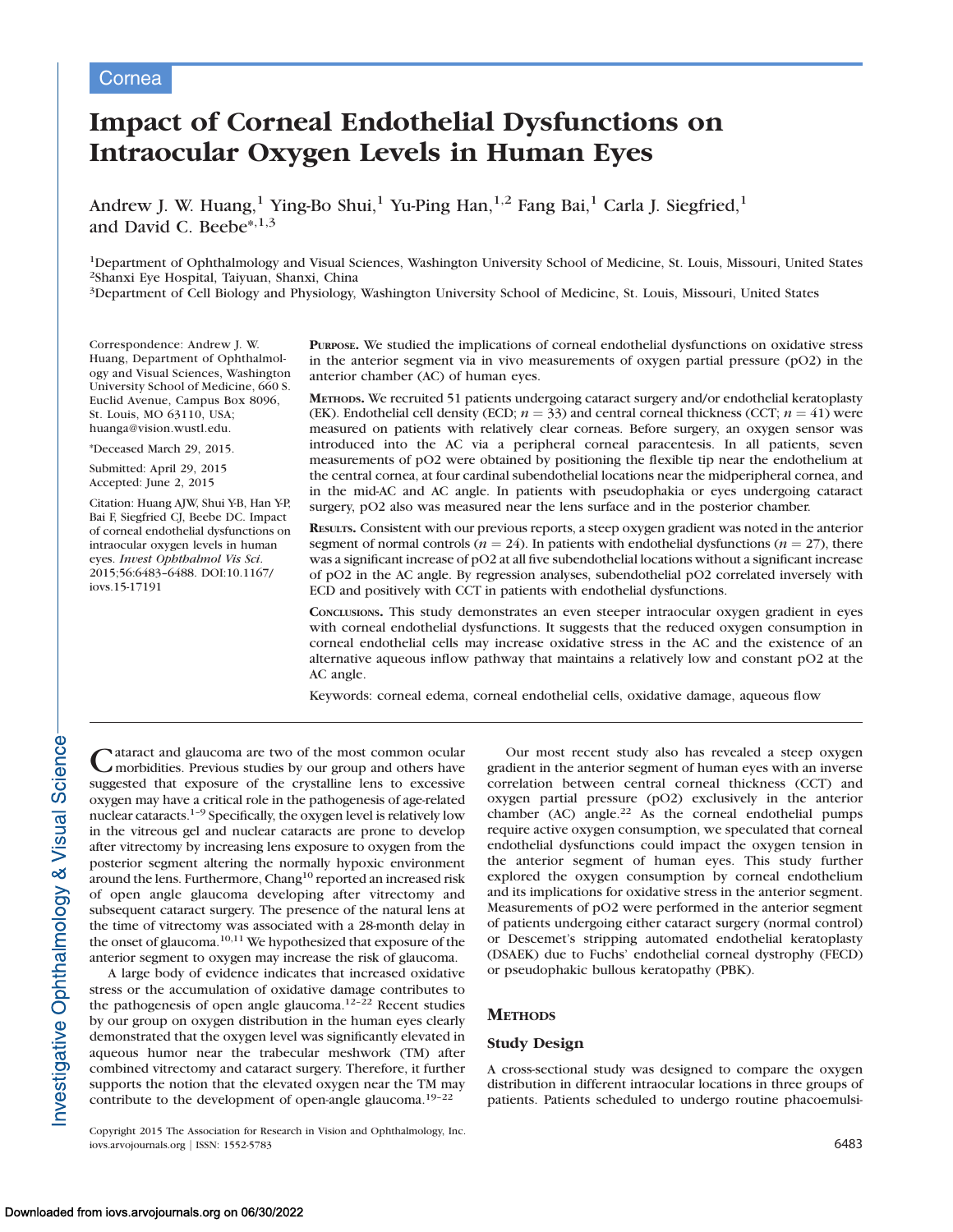Cornea

# Impact of Corneal Endothelial Dysfunctions on Intraocular Oxygen Levels in Human Eyes

Andrew J. W. Huang,[1] Ying-Bo Shui,[1] Yu-Ping Han,[1,2] Fang Bai,[1] Carla J. Siegfried,[1] and David C. Beebe*,[1,3]

[1]Department of Ophthalmology and Visual Sciences, Washington University School of Medicine, St. Louis, Missouri, United States
[2]Shanxi Eye Hospital, Taiyuan, Shanxi, China
[3]Department of Cell Biology and Physiology, Washington University School of Medicine, St. Louis, Missouri, United States

Correspondence: Andrew J. W. Huang, Department of Ophthalmology and Visual Sciences, Washington University School of Medicine, 660 S. Euclid Avenue, Campus Box 8096, St. Louis, MO 63110, USA; huanga@vision.wustl.edu.

*Deceased March 29, 2015.

Submitted: April 29, 2015
Accepted: June 2, 2015

Citation: Huang AJW, Shui Y-B, Han Y-P, Bai F, Siegfried CJ, Beebe DC. Impact of corneal endothelial dysfunctions on intraocular oxygen levels in human eyes. *Invest Ophthalmol Vis Sci*. 2015;56:6483–6488. DOI:10.1167/iovs.15-17191

**Purpose.** We studied the implications of corneal endothelial dysfunctions on oxidative stress in the anterior segment via in vivo measurements of oxygen partial pressure (pO2) in the anterior chamber (AC) of human eyes.

**Methods.** We recruited 51 patients undergoing cataract surgery and/or endothelial keratoplasty (EK). Endothelial cell density (ECD; $n = 33$) and central corneal thickness (CCT; $n = 41$) were measured on patients with relatively clear corneas. Before surgery, an oxygen sensor was introduced into the AC via a peripheral corneal paracentesis. In all patients, seven measurements of pO2 were obtained by positioning the flexible tip near the endothelium at the central cornea, at four cardinal subendothelial locations near the midperipheral cornea, and in the mid-AC and AC angle. In patients with pseudophakia or eyes undergoing cataract surgery, pO2 also was measured near the lens surface and in the posterior chamber.

**Results.** Consistent with our previous reports, a steep oxygen gradient was noted in the anterior segment of normal controls ($n = 24$). In patients with endothelial dysfunctions ($n = 27$), there was a significant increase of pO2 at all five subendothelial locations without a significant increase of pO2 in the AC angle. By regression analyses, subendothelial pO2 correlated inversely with ECD and positively with CCT in patients with endothelial dysfunctions.

**Conclusions.** This study demonstrates an even steeper intraocular oxygen gradient in eyes with corneal endothelial dysfunctions. It suggests that the reduced oxygen consumption in corneal endothelial cells may increase oxidative stress in the AC and the existence of an alternative aqueous inflow pathway that maintains a relatively low and constant pO2 at the AC angle.

Keywords: corneal edema, corneal endothelial cells, oxidative damage, aqueous flow

Cataract and glaucoma are two of the most common ocular morbidities. Previous studies by our group and others have suggested that exposure of the crystalline lens to excessive oxygen may have a critical role in the pathogenesis of age-related nuclear cataracts.[1–9] Specifically, the oxygen level is relatively low in the vitreous gel and nuclear cataracts are prone to develop after vitrectomy by increasing lens exposure to oxygen from the posterior segment altering the normally hypoxic environment around the lens. Furthermore, Chang[10] reported an increased risk of open angle glaucoma developing after vitrectomy and subsequent cataract surgery. The presence of the natural lens at the time of vitrectomy was associated with a 28-month delay in the onset of glaucoma.[10,11] We hypothesized that exposure of the anterior segment to oxygen may increase the risk of glaucoma.

A large body of evidence indicates that increased oxidative stress or the accumulation of oxidative damage contributes to the pathogenesis of open angle glaucoma.[12–22] Recent studies by our group on oxygen distribution in the human eyes clearly demonstrated that the oxygen level was significantly elevated in aqueous humor near the trabecular meshwork (TM) after combined vitrectomy and cataract surgery. Therefore, it further supports the notion that the elevated oxygen near the TM may contribute to the development of open-angle glaucoma.[19–22]

Our most recent study also has revealed a steep oxygen gradient in the anterior segment of human eyes with an inverse correlation between central corneal thickness (CCT) and oxygen partial pressure (pO2) exclusively in the anterior chamber (AC) angle.[22] As the corneal endothelial pumps require active oxygen consumption, we speculated that corneal endothelial dysfunctions could impact the oxygen tension in the anterior segment of human eyes. This study further explored the oxygen consumption by corneal endothelium and its implications for oxidative stress in the anterior segment. Measurements of pO2 were performed in the anterior segment of patients undergoing either cataract surgery (normal control) or Descemet's stripping automated endothelial keratoplasty (DSAEK) due to Fuchs' endothelial corneal dystrophy (FECD) or pseudophakic bullous keratopathy (PBK).

## Methods

### Study Design

A cross-sectional study was designed to compare the oxygen distribution in different intraocular locations in three groups of patients. Patients scheduled to undergo routine phacoemulsi-

Copyright 2015 The Association for Research in Vision and Ophthalmology, Inc.
iovs.arvojournals.org | ISSN: 1552-5783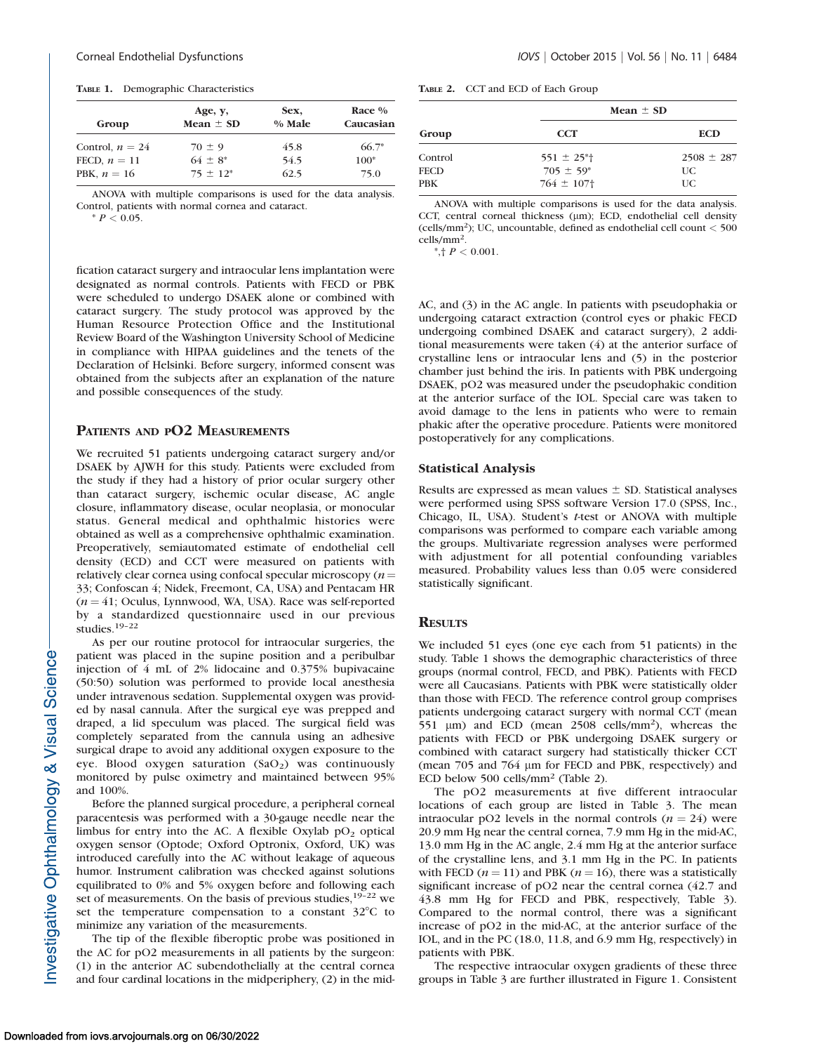**TABLE 1.** Demographic Characteristics

| Group | Age, y, Mean ± SD | Sex, % Male | Race % Caucasian |
|---|---|---|---|
| Control, $n = 24$ | 70 ± 9 | 45.8 | 66.7* |
| FECD, $n = 11$ | 64 ± 8* | 54.5 | 100* |
| PBK, $n = 16$ | 75 ± 12* | 62.5 | 75.0 |

ANOVA with multiple comparisons is used for the data analysis. Control, patients with normal cornea and cataract.

* $P < 0.05$.

fication cataract surgery and intraocular lens implantation were designated as normal controls. Patients with FECD or PBK were scheduled to undergo DSAEK alone or combined with cataract surgery. The study protocol was approved by the Human Resource Protection Office and the Institutional Review Board of the Washington University School of Medicine in compliance with HIPAA guidelines and the tenets of the Declaration of Helsinki. Before surgery, informed consent was obtained from the subjects after an explanation of the nature and possible consequences of the study.

## PATIENTS AND PO2 MEASUREMENTS

We recruited 51 patients undergoing cataract surgery and/or DSAEK by AJWH for this study. Patients were excluded from the study if they had a history of prior ocular surgery other than cataract surgery, ischemic ocular disease, AC angle closure, inflammatory disease, ocular neoplasia, or monocular status. General medical and ophthalmic histories were obtained as well as a comprehensive ophthalmic examination. Preoperatively, semiautomated estimate of endothelial cell density (ECD) and CCT were measured on patients with relatively clear cornea using confocal specular microscopy ($n = 33$; Confoscan 4; Nidek, Freemont, CA, USA) and Pentacam HR ($n = 41$; Oculus, Lynnwood, WA, USA). Race was self-reported by a standardized questionnaire used in our previous studies.[19–22]

As per our routine protocol for intraocular surgeries, the patient was placed in the supine position and a peribulbar injection of 4 mL of 2% lidocaine and 0.375% bupivacaine (50:50) solution was performed to provide local anesthesia under intravenous sedation. Supplemental oxygen was provided by nasal cannula. After the surgical eye was prepped and draped, a lid speculum was placed. The surgical field was completely separated from the cannula using an adhesive surgical drape to avoid any additional oxygen exposure to the eye. Blood oxygen saturation ($SaO_2$) was continuously monitored by pulse oximetry and maintained between 95% and 100%.

Before the planned surgical procedure, a peripheral corneal paracentesis was performed with a 30-gauge needle near the limbus for entry into the AC. A flexible Oxylab $pO_2$ optical oxygen sensor (Optode; Oxford Optronix, Oxford, UK) was introduced carefully into the AC without leakage of aqueous humor. Instrument calibration was checked against solutions equilibrated to 0% and 5% oxygen before and following each set of measurements. On the basis of previous studies,[19–22] we set the temperature compensation to a constant 32°C to minimize any variation of the measurements.

The tip of the flexible fiberoptic probe was positioned in the AC for pO2 measurements in all patients by the surgeon: (1) in the anterior AC subendothelially at the central cornea and four cardinal locations in the midperiphery, (2) in the mid-AC, and (3) in the AC angle. In patients with pseudophakia or undergoing cataract extraction (control eyes or phakic FECD undergoing combined DSAEK and cataract surgery), 2 additional measurements were taken (4) at the anterior surface of crystalline lens or intraocular lens and (5) in the posterior chamber just behind the iris. In patients with PBK undergoing DSAEK, pO2 was measured under the pseudophakic condition at the anterior surface of the IOL. Special care was taken to avoid damage to the lens in patients who were to remain phakic after the operative procedure. Patients were monitored postoperatively for any complications.

**TABLE 2.** CCT and ECD of Each Group

| Group | Mean ± SD | |
|---|---|---|
| | CCT | ECD |
| Control | 551 ± 25*† | 2508 ± 287 |
| FECD | 705 ± 59* | UC |
| PBK | 764 ± 107† | UC |

ANOVA with multiple comparisons is used for the data analysis. CCT, central corneal thickness (μm); ECD, endothelial cell density (cells/mm²); UC, uncountable, defined as endothelial cell count < 500 cells/mm².

*,† $P < 0.001$.

### Statistical Analysis

Results are expressed as mean values ± SD. Statistical analyses were performed using SPSS software Version 17.0 (SPSS, Inc., Chicago, IL, USA). Student's *t*-test or ANOVA with multiple comparisons was performed to compare each variable among the groups. Multivariate regression analyses were performed with adjustment for all potential confounding variables measured. Probability values less than 0.05 were considered statistically significant.

## RESULTS

We included 51 eyes (one eye each from 51 patients) in the study. Table 1 shows the demographic characteristics of three groups (normal control, FECD, and PBK). Patients with FECD were all Caucasians. Patients with PBK were statistically older than those with FECD. The reference control group comprises patients undergoing cataract surgery with normal CCT (mean 551 μm) and ECD (mean 2508 cells/mm²), whereas the patients with FECD or PBK undergoing DSAEK surgery or combined with cataract surgery had statistically thicker CCT (mean 705 and 764 μm for FECD and PBK, respectively) and ECD below 500 cells/mm² (Table 2).

The pO2 measurements at five different intraocular locations of each group are listed in Table 3. The mean intraocular pO2 levels in the normal controls ($n = 24$) were 20.9 mm Hg near the central cornea, 7.9 mm Hg in the mid-AC, 13.0 mm Hg in the AC angle, 2.4 mm Hg at the anterior surface of the crystalline lens, and 3.1 mm Hg in the PC. In patients with FECD ($n = 11$) and PBK ($n = 16$), there was a statistically significant increase of pO2 near the central cornea (42.7 and 43.8 mm Hg for FECD and PBK, respectively, Table 3). Compared to the normal control, there was a significant increase of pO2 in the mid-AC, at the anterior surface of the IOL, and in the PC (18.0, 11.8, and 6.9 mm Hg, respectively) in patients with PBK.

The respective intraocular oxygen gradients of these three groups in Table 3 are further illustrated in Figure 1. Consistent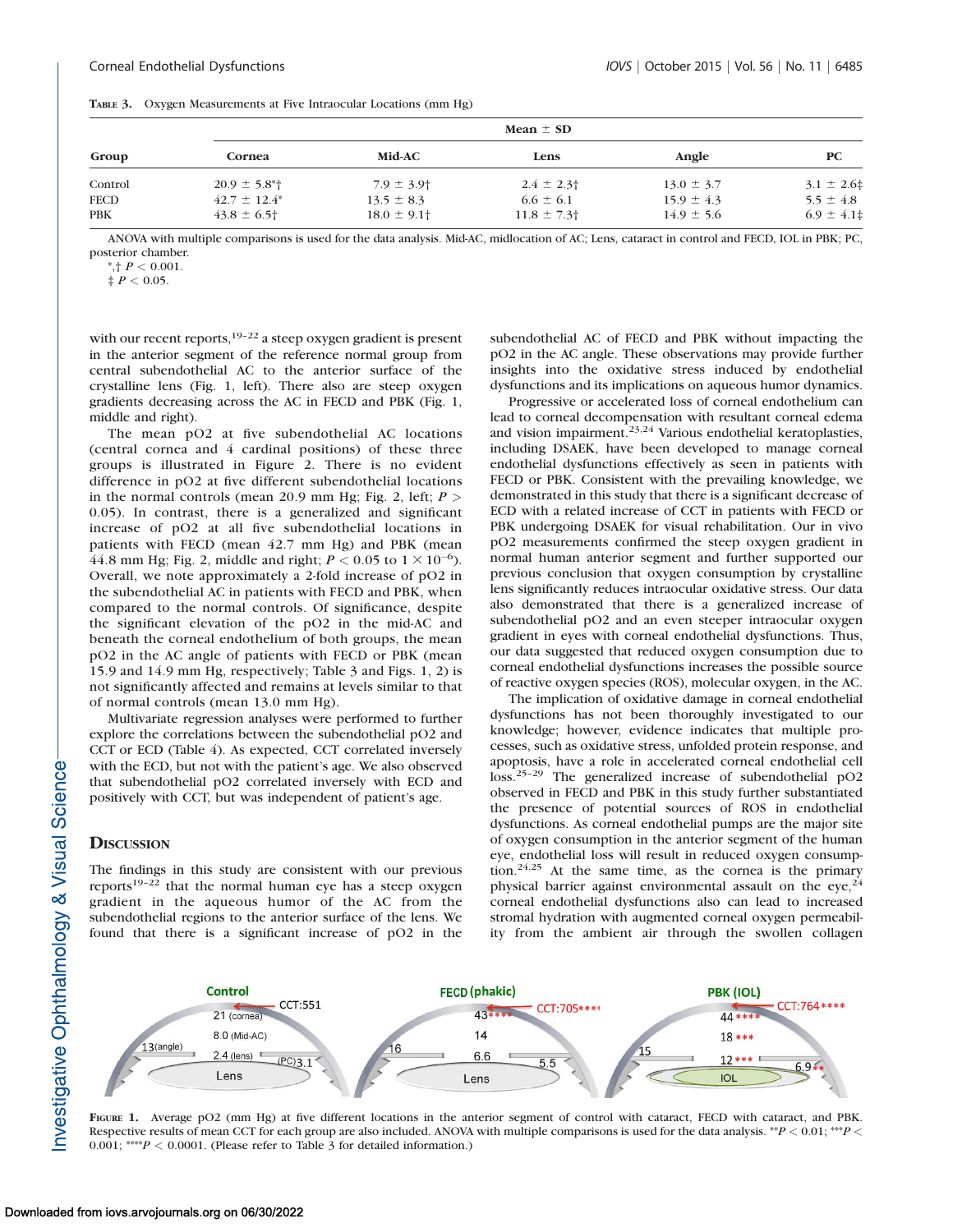TABLE 3. Oxygen Measurements at Five Intraocular Locations (mm Hg)

| Group | Mean ± SD | | | | |
|---|---|---|---|---|---|
| | Cornea | Mid-AC | Lens | Angle | PC |
| Control | 20.9 ± 5.8*† | 7.9 ± 3.9† | 2.4 ± 2.3† | 13.0 ± 3.7 | 3.1 ± 2.6‡ |
| FECD | 42.7 ± 12.4* | 13.5 ± 8.3 | 6.6 ± 6.1 | 15.9 ± 4.3 | 5.5 ± 4.8 |
| PBK | 43.8 ± 6.5† | 18.0 ± 9.1† | 11.8 ± 7.3† | 14.9 ± 5.6 | 6.9 ± 4.1‡ |

ANOVA with multiple comparisons is used for the data analysis. Mid-AC, midlocation of AC; Lens, cataract in control and FECD, IOL in PBK; PC, posterior chamber.

*,† $P < 0.001$.

‡ $P < 0.05$.

with our recent reports,[19–22] a steep oxygen gradient is present in the anterior segment of the reference normal group from central subendothelial AC to the anterior surface of the crystalline lens (Fig. 1, left). There also are steep oxygen gradients decreasing across the AC in FECD and PBK (Fig. 1, middle and right).

The mean pO2 at five subendothelial AC locations (central cornea and 4 cardinal positions) of these three groups is illustrated in Figure 2. There is no evident difference in pO2 at five different subendothelial locations in the normal controls (mean 20.9 mm Hg; Fig. 2, left; $P > 0.05$). In contrast, there is a generalized and significant increase of pO2 at all five subendothelial locations in patients with FECD (mean 42.7 mm Hg) and PBK (mean 44.8 mm Hg; Fig. 2, middle and right; $P < 0.05$ to $1 \times 10^{-6}$). Overall, we note approximately a 2-fold increase of pO2 in the subendothelial AC in patients with FECD and PBK, when compared to the normal controls. Of significance, despite the significant elevation of the pO2 in the mid-AC and beneath the corneal endothelium of both groups, the mean pO2 in the AC angle of patients with FECD or PBK (mean 15.9 and 14.9 mm Hg, respectively; Table 3 and Figs. 1, 2) is not significantly affected and remains at levels similar to that of normal controls (mean 13.0 mm Hg).

Multivariate regression analyses were performed to further explore the correlations between the subendothelial pO2 and CCT or ECD (Table 4). As expected, CCT correlated inversely with the ECD, but not with the patient's age. We also observed that subendothelial pO2 correlated inversely with ECD and positively with CCT, but was independent of patient's age.

## DISCUSSION

The findings in this study are consistent with our previous reports[19–22] that the normal human eye has a steep oxygen gradient in the aqueous humor of the AC from the subendothelial regions to the anterior surface of the lens. We found that there is a significant increase of pO2 in the subendothelial AC of FECD and PBK without impacting the pO2 in the AC angle. These observations may provide further insights into the oxidative stress induced by endothelial dysfunctions and its implications on aqueous humor dynamics.

Progressive or accelerated loss of corneal endothelium can lead to corneal decompensation with resultant corneal edema and vision impairment.[23,24] Various endothelial keratoplasties, including DSAEK, have been developed to manage corneal endothelial dysfunctions effectively as seen in patients with FECD or PBK. Consistent with the prevailing knowledge, we demonstrated in this study that there is a significant decrease of ECD with a related increase of CCT in patients with FECD or PBK undergoing DSAEK for visual rehabilitation. Our in vivo pO2 measurements confirmed the steep oxygen gradient in normal human anterior segment and further supported our previous conclusion that oxygen consumption by crystalline lens significantly reduces intraocular oxidative stress. Our data also demonstrated that there is a generalized increase of subendothelial pO2 and an even steeper intraocular oxygen gradient in eyes with corneal endothelial dysfunctions. Thus, our data suggested that reduced oxygen consumption due to corneal endothelial dysfunctions increases the possible source of reactive oxygen species (ROS), molecular oxygen, in the AC.

The implication of oxidative damage in corneal endothelial dysfunctions has not been thoroughly investigated to our knowledge; however, evidence indicates that multiple processes, such as oxidative stress, unfolded protein response, and apoptosis, have a role in accelerated corneal endothelial cell loss.[25–29] The generalized increase of subendothelial pO2 observed in FECD and PBK in this study further substantiated the presence of potential sources of ROS in endothelial dysfunctions. As corneal endothelial pumps are the major site of oxygen consumption in the anterior segment of the human eye, endothelial loss will result in reduced oxygen consumption.[24,25] At the same time, as the cornea is the primary physical barrier against environmental assault on the eye,[24] corneal endothelial dysfunctions also can lead to increased stromal hydration with augmented corneal oxygen permeability from the ambient air through the swollen collagen

FIGURE 1. Average pO2 (mm Hg) at five different locations in the anterior segment of control with cataract, FECD with cataract, and PBK. Respective results of mean CCT for each group are also included. ANOVA with multiple comparisons is used for the data analysis. **$P < 0.01$; ***$P < 0.001$; ****$P < 0.0001$. (Please refer to Table 3 for detailed information.)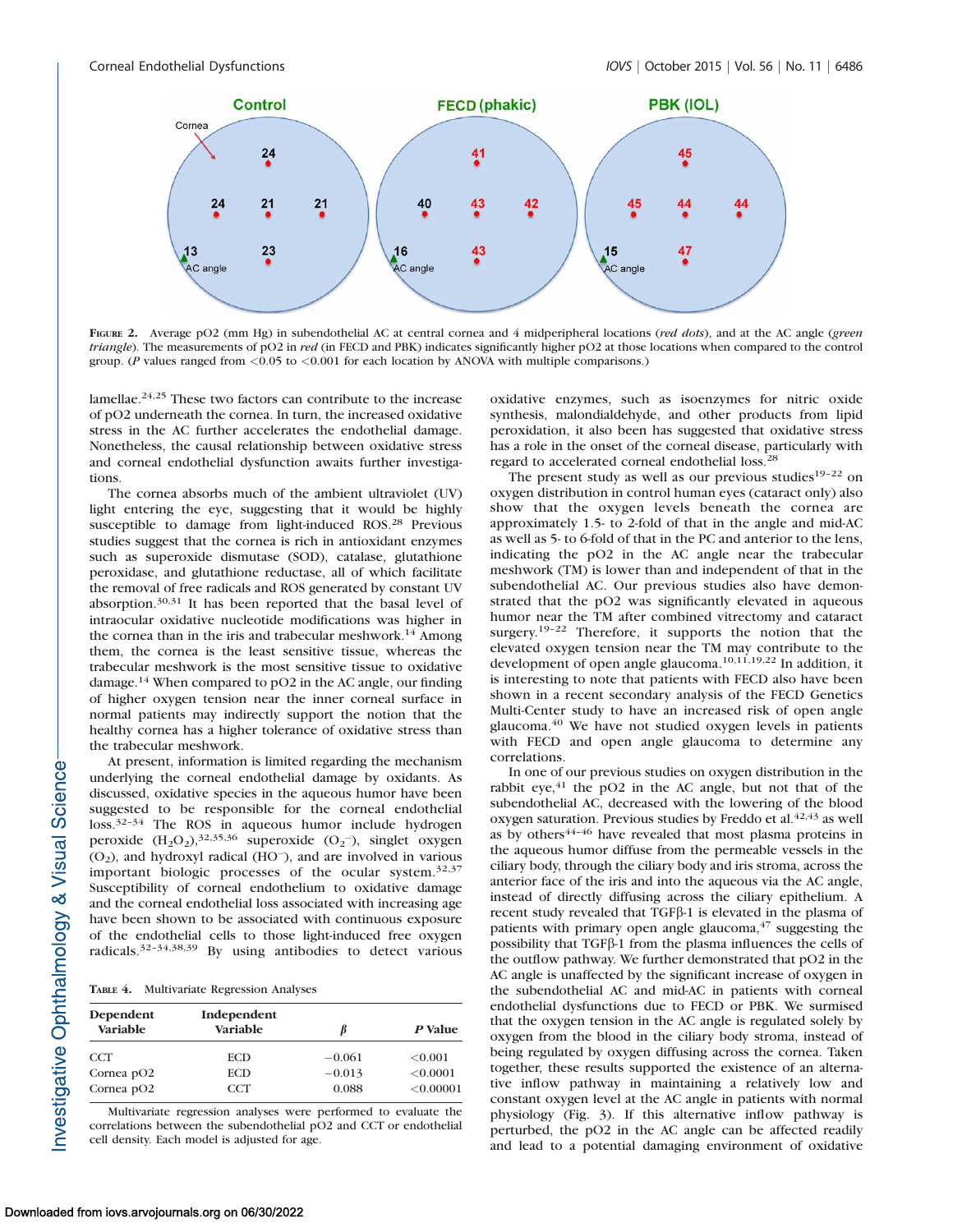FIGURE 2. Average pO2 (mm Hg) in subendothelial AC at central cornea and 4 midperipheral locations (*red dots*), and at the AC angle (*green triangle*). The measurements of pO2 in *red* (in FECD and PBK) indicates significantly higher pO2 at those locations when compared to the control group. (*P* values ranged from <0.05 to <0.001 for each location by ANOVA with multiple comparisons.)

lamellae.[24,25] These two factors can contribute to the increase of pO2 underneath the cornea. In turn, the increased oxidative stress in the AC further accelerates the endothelial damage. Nonetheless, the causal relationship between oxidative stress and corneal endothelial dysfunction awaits further investigations.

The cornea absorbs much of the ambient ultraviolet (UV) light entering the eye, suggesting that it would be highly susceptible to damage from light-induced ROS.[28] Previous studies suggest that the cornea is rich in antioxidant enzymes such as superoxide dismutase (SOD), catalase, glutathione peroxidase, and glutathione reductase, all of which facilitate the removal of free radicals and ROS generated by constant UV absorption.[30,31] It has been reported that the basal level of intraocular oxidative nucleotide modifications was higher in the cornea than in the iris and trabecular meshwork.[14] Among them, the cornea is the least sensitive tissue, whereas the trabecular meshwork is the most sensitive tissue to oxidative damage.[14] When compared to pO2 in the AC angle, our finding of higher oxygen tension near the inner corneal surface in normal patients may indirectly support the notion that the healthy cornea has a higher tolerance of oxidative stress than the trabecular meshwork.

At present, information is limited regarding the mechanism underlying the corneal endothelial damage by oxidants. As discussed, oxidative species in the aqueous humor have been suggested to be responsible for the corneal endothelial loss.[32–34] The ROS in aqueous humor include hydrogen peroxide ($H_2O_2$),[32,35,36] superoxide ($O_2^-$), singlet oxygen ($O_2$), and hydroxyl radical ($HO^-$), and are involved in various important biologic processes of the ocular system.[32,37] Susceptibility of corneal endothelium to oxidative damage and the corneal endothelial loss associated with increasing age have been shown to be associated with continuous exposure of the endothelial cells to those light-induced free oxygen radicals.[32–34,38,39] By using antibodies to detect various oxidative enzymes, such as isoenzymes for nitric oxide synthesis, malondialdehyde, and other products from lipid peroxidation, it also been has suggested that oxidative stress has a role in the onset of the corneal disease, particularly with regard to accelerated corneal endothelial loss.[28]

TABLE 4. Multivariate Regression Analyses

| Dependent Variable | Independent Variable | β | P Value |
|---|---|---|---|
| CCT | ECD | −0.061 | <0.001 |
| Cornea pO2 | ECD | −0.013 | <0.0001 |
| Cornea pO2 | CCT | 0.088 | <0.00001 |

Multivariate regression analyses were performed to evaluate the correlations between the subendothelial pO2 and CCT or endothelial cell density. Each model is adjusted for age.

The present study as well as our previous studies[19–22] on oxygen distribution in control human eyes (cataract only) also show that the oxygen levels beneath the cornea are approximately 1.5- to 2-fold of that in the angle and mid-AC as well as 5- to 6-fold of that in the PC and anterior to the lens, indicating the pO2 in the AC angle near the trabecular meshwork (TM) is lower than and independent of that in the subendothelial AC. Our previous studies also have demonstrated that the pO2 was significantly elevated in aqueous humor near the TM after combined vitrectomy and cataract surgery.[19–22] Therefore, it supports the notion that the elevated oxygen tension near the TM may contribute to the development of open angle glaucoma.[10,11,19,22] In addition, it is interesting to note that patients with FECD also have been shown in a recent secondary analysis of the FECD Genetics Multi-Center study to have an increased risk of open angle glaucoma.[40] We have not studied oxygen levels in patients with FECD and open angle glaucoma to determine any correlations.

In one of our previous studies on oxygen distribution in the rabbit eye,[41] the pO2 in the AC angle, but not that of the subendothelial AC, decreased with the lowering of the blood oxygen saturation. Previous studies by Freddo et al.[42,43] as well as by others[44–46] have revealed that most plasma proteins in the aqueous humor diffuse from the permeable vessels in the ciliary body, through the ciliary body and iris stroma, across the anterior face of the iris and into the aqueous via the AC angle, instead of directly diffusing across the ciliary epithelium. A recent study revealed that TGFβ-1 is elevated in the plasma of patients with primary open angle glaucoma,[47] suggesting the possibility that TGFβ-1 from the plasma influences the cells of the outflow pathway. We further demonstrated that pO2 in the AC angle is unaffected by the significant increase of oxygen in the subendothelial AC and mid-AC in patients with corneal endothelial dysfunctions due to FECD or PBK. We surmised that the oxygen tension in the AC angle is regulated solely by oxygen from the blood in the ciliary body stroma, instead of being regulated by oxygen diffusing across the cornea. Taken together, these results supported the existence of an alternative inflow pathway in maintaining a relatively low and constant oxygen level at the AC angle in patients with normal physiology (Fig. 3). If this alternative inflow pathway is perturbed, the pO2 in the AC angle can be affected readily and lead to a potential damaging environment of oxidative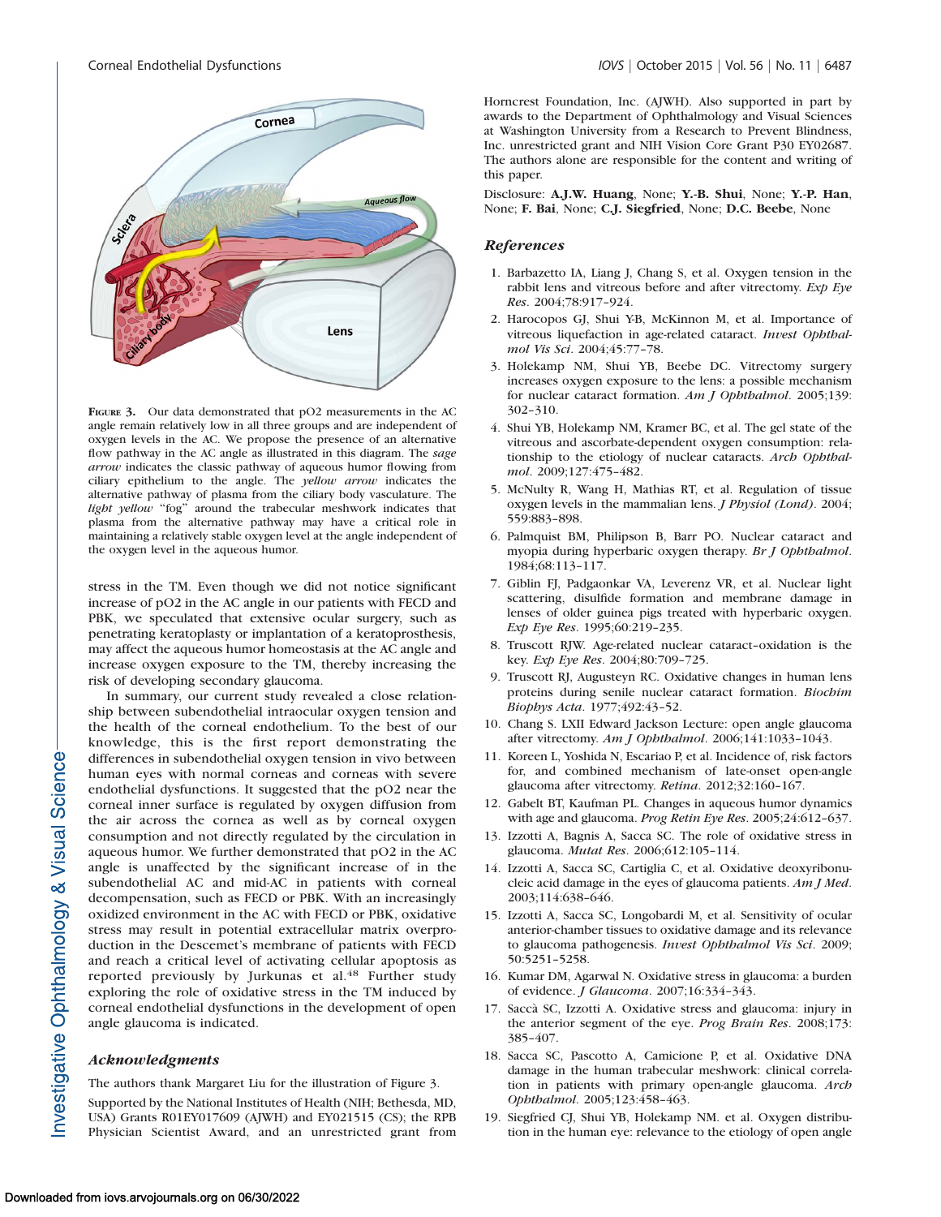Cornea

Aqueous flow

Sclera

Ciliary body

Lens

**Figure 3.** Our data demonstrated that pO2 measurements in the AC angle remain relatively low in all three groups and are independent of oxygen levels in the AC. We propose the presence of an alternative flow pathway in the AC angle as illustrated in this diagram. The *sage arrow* indicates the classic pathway of aqueous humor flowing from ciliary epithelium to the angle. The *yellow arrow* indicates the alternative pathway of plasma from the ciliary body vasculature. The *light yellow* "fog" around the trabecular meshwork indicates that plasma from the alternative pathway may have a critical role in maintaining a relatively stable oxygen level at the angle independent of the oxygen level in the aqueous humor.

stress in the TM. Even though we did not notice significant increase of pO2 in the AC angle in our patients with FECD and PBK, we speculated that extensive ocular surgery, such as penetrating keratoplasty or implantation of a keratoprosthesis, may affect the aqueous humor homeostasis at the AC angle and increase oxygen exposure to the TM, thereby increasing the risk of developing secondary glaucoma.

In summary, our current study revealed a close relationship between subendothelial intraocular oxygen tension and the health of the corneal endothelium. To the best of our knowledge, this is the first report demonstrating the differences in subendothelial oxygen tension in vivo between human eyes with normal corneas and corneas with severe endothelial dysfunctions. It suggested that the pO2 near the corneal inner surface is regulated by oxygen diffusion from the air across the cornea as well as by corneal oxygen consumption and not directly regulated by the circulation in aqueous humor. We further demonstrated that pO2 in the AC angle is unaffected by the significant increase of in the subendothelial AC and mid-AC in patients with corneal decompensation, such as FECD or PBK. With an increasingly oxidized environment in the AC with FECD or PBK, oxidative stress may result in potential extracellular matrix overproduction in the Descemet's membrane of patients with FECD and reach a critical level of activating cellular apoptosis as reported previously by Jurkunas et al.[48] Further study exploring the role of oxidative stress in the TM induced by corneal endothelial dysfunctions in the development of open angle glaucoma is indicated.

## Acknowledgments

The authors thank Margaret Liu for the illustration of Figure 3.

Supported by the National Institutes of Health (NIH; Bethesda, MD, USA) Grants R01EY017609 (AJWH) and EY021515 (CS); the RPB Physician Scientist Award, and an unrestricted grant from Horncrest Foundation, Inc. (AJWH). Also supported in part by awards to the Department of Ophthalmology and Visual Sciences at Washington University from a Research to Prevent Blindness, Inc. unrestricted grant and NIH Vision Core Grant P30 EY02687. The authors alone are responsible for the content and writing of this paper.

Disclosure: **A.J.W. Huang**, None; **Y.-B. Shui**, None; **Y.-P. Han**, None; **F. Bai**, None; **C.J. Siegfried**, None; **D.C. Beebe**, None

## References

1. Barbazetto IA, Liang J, Chang S, et al. Oxygen tension in the rabbit lens and vitreous before and after vitrectomy. *Exp Eye Res*. 2004;78:917–924.
2. Harocopos GJ, Shui Y-B, McKinnon M, et al. Importance of vitreous liquefaction in age-related cataract. *Invest Ophthalmol Vis Sci*. 2004;45:77–78.
3. Holekamp NM, Shui YB, Beebe DC. Vitrectomy surgery increases oxygen exposure to the lens: a possible mechanism for nuclear cataract formation. *Am J Ophthalmol*. 2005;139:302–310.
4. Shui YB, Holekamp NM, Kramer BC, et al. The gel state of the vitreous and ascorbate-dependent oxygen consumption: relationship to the etiology of nuclear cataracts. *Arch Ophthalmol*. 2009;127:475–482.
5. McNulty R, Wang H, Mathias RT, et al. Regulation of tissue oxygen levels in the mammalian lens. *J Physiol (Lond)*. 2004;559:883–898.
6. Palmquist BM, Philipson B, Barr PO. Nuclear cataract and myopia during hyperbaric oxygen therapy. *Br J Ophthalmol*. 1984;68:113–117.
7. Giblin FJ, Padgaonkar VA, Leverenz VR, et al. Nuclear light scattering, disulfide formation and membrane damage in lenses of older guinea pigs treated with hyperbaric oxygen. *Exp Eye Res*. 1995;60:219–235.
8. Truscott RJW. Age-related nuclear cataract–oxidation is the key. *Exp Eye Res*. 2004;80:709–725.
9. Truscott RJ, Augusteyn RC. Oxidative changes in human lens proteins during senile nuclear cataract formation. *Biochim Biophys Acta*. 1977;492:43–52.
10. Chang S. LXII Edward Jackson Lecture: open angle glaucoma after vitrectomy. *Am J Ophthalmol*. 2006;141:1033–1043.
11. Koreen L, Yoshida N, Escariao P, et al. Incidence of, risk factors for, and combined mechanism of late-onset open-angle glaucoma after vitrectomy. *Retina*. 2012;32:160–167.
12. Gabelt BT, Kaufman PL. Changes in aqueous humor dynamics with age and glaucoma. *Prog Retin Eye Res*. 2005;24:612–637.
13. Izzotti A, Bagnis A, Sacca SC. The role of oxidative stress in glaucoma. *Mutat Res*. 2006;612:105–114.
14. Izzotti A, Sacca SC, Cartiglia C, et al. Oxidative deoxyribonucleic acid damage in the eyes of glaucoma patients. *Am J Med*. 2003;114:638–646.
15. Izzotti A, Sacca SC, Longobardi M, et al. Sensitivity of ocular anterior-chamber tissues to oxidative damage and its relevance to glaucoma pathogenesis. *Invest Ophthalmol Vis Sci*. 2009;50:5251–5258.
16. Kumar DM, Agarwal N. Oxidative stress in glaucoma: a burden of evidence. *J Glaucoma*. 2007;16:334–343.
17. Saccà SC, Izzotti A. Oxidative stress and glaucoma: injury in the anterior segment of the eye. *Prog Brain Res*. 2008;173:385–407.
18. Sacca SC, Pascotto A, Camicione P, et al. Oxidative DNA damage in the human trabecular meshwork: clinical correlation in patients with primary open-angle glaucoma. *Arch Ophthalmol*. 2005;123:458–463.
19. Siegfried CJ, Shui YB, Holekamp NM. et al. Oxygen distribution in the human eye: relevance to the etiology of open angle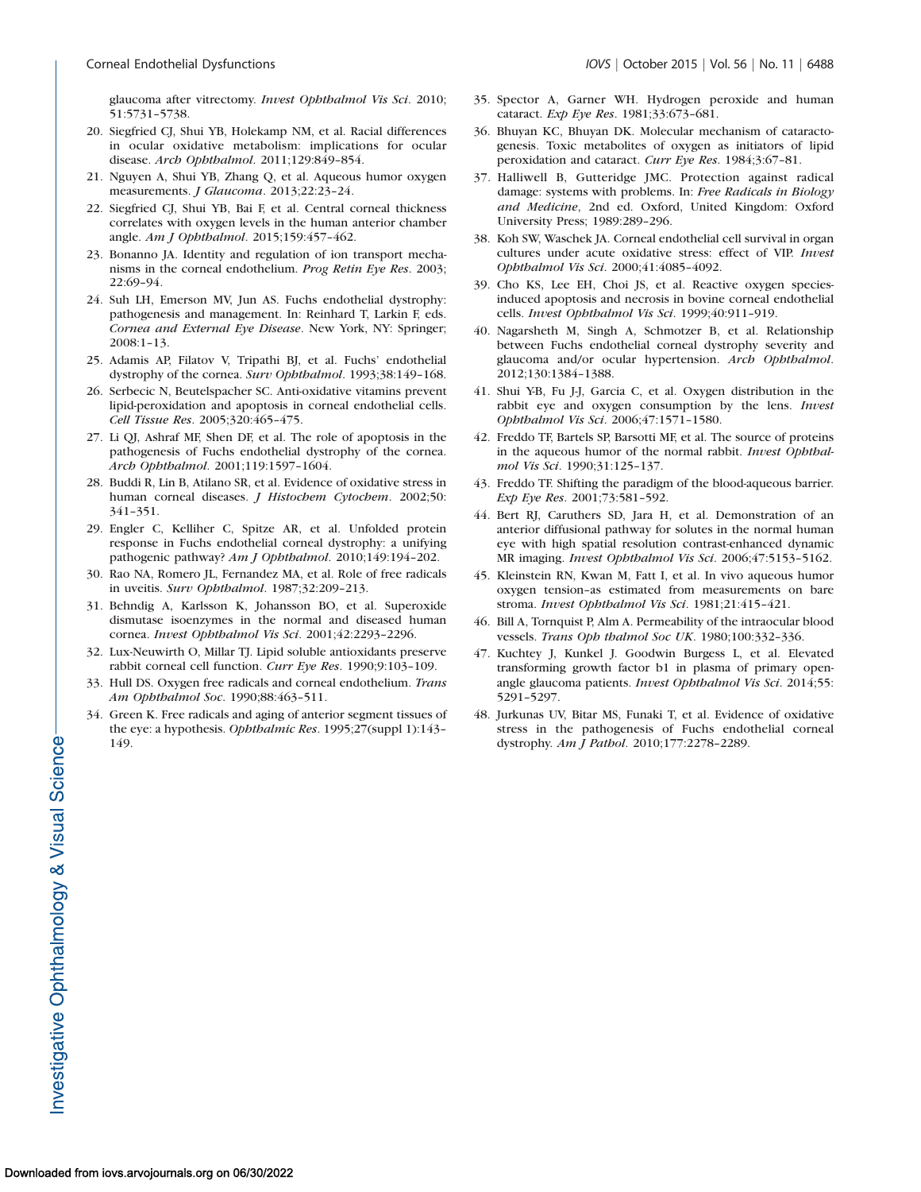glaucoma after vitrectomy. *Invest Ophthalmol Vis Sci*. 2010; 51:5731–5738.

20. Siegfried CJ, Shui YB, Holekamp NM, et al. Racial differences in ocular oxidative metabolism: implications for ocular disease. *Arch Ophthalmol*. 2011;129:849–854.
21. Nguyen A, Shui YB, Zhang Q, et al. Aqueous humor oxygen measurements. *J Glaucoma*. 2013;22:23–24.
22. Siegfried CJ, Shui YB, Bai F, et al. Central corneal thickness correlates with oxygen levels in the human anterior chamber angle. *Am J Ophthalmol*. 2015;159:457–462.
23. Bonanno JA. Identity and regulation of ion transport mechanisms in the corneal endothelium. *Prog Retin Eye Res*. 2003; 22:69–94.
24. Suh LH, Emerson MV, Jun AS. Fuchs endothelial dystrophy: pathogenesis and management. In: Reinhard T, Larkin F, eds. *Cornea and External Eye Disease*. New York, NY: Springer; 2008:1–13.
25. Adamis AP, Filatov V, Tripathi BJ, et al. Fuchs' endothelial dystrophy of the cornea. *Surv Ophthalmol*. 1993;38:149–168.
26. Serbecic N, Beutelspacher SC. Anti-oxidative vitamins prevent lipid-peroxidation and apoptosis in corneal endothelial cells. *Cell Tissue Res*. 2005;320:465–475.
27. Li QJ, Ashraf MF, Shen DF, et al. The role of apoptosis in the pathogenesis of Fuchs endothelial dystrophy of the cornea. *Arch Ophthalmol*. 2001;119:1597–1604.
28. Buddi R, Lin B, Atilano SR, et al. Evidence of oxidative stress in human corneal diseases. *J Histochem Cytochem*. 2002;50: 341–351.
29. Engler C, Kelliher C, Spitze AR, et al. Unfolded protein response in Fuchs endothelial corneal dystrophy: a unifying pathogenic pathway? *Am J Ophthalmol*. 2010;149:194–202.
30. Rao NA, Romero JL, Fernandez MA, et al. Role of free radicals in uveitis. *Surv Ophthalmol*. 1987;32:209–213.
31. Behndig A, Karlsson K, Johansson BO, et al. Superoxide dismutase isoenzymes in the normal and diseased human cornea. *Invest Ophthalmol Vis Sci*. 2001;42:2293–2296.
32. Lux-Neuwirth O, Millar TJ. Lipid soluble antioxidants preserve rabbit corneal cell function. *Curr Eye Res*. 1990;9:103–109.
33. Hull DS. Oxygen free radicals and corneal endothelium. *Trans Am Ophthalmol Soc*. 1990;88:463–511.
34. Green K. Free radicals and aging of anterior segment tissues of the eye: a hypothesis. *Ophthalmic Res*. 1995;27(suppl 1):143–149.
35. Spector A, Garner WH. Hydrogen peroxide and human cataract. *Exp Eye Res*. 1981;33:673–681.
36. Bhuyan KC, Bhuyan DK. Molecular mechanism of cataractogenesis. Toxic metabolites of oxygen as initiators of lipid peroxidation and cataract. *Curr Eye Res*. 1984;3:67–81.
37. Halliwell B, Gutteridge JMC. Protection against radical damage: systems with problems. In: *Free Radicals in Biology and Medicine*, 2nd ed. Oxford, United Kingdom: Oxford University Press; 1989:289–296.
38. Koh SW, Waschek JA. Corneal endothelial cell survival in organ cultures under acute oxidative stress: effect of VIP. *Invest Ophthalmol Vis Sci*. 2000;41:4085–4092.
39. Cho KS, Lee EH, Choi JS, et al. Reactive oxygen species-induced apoptosis and necrosis in bovine corneal endothelial cells. *Invest Ophthalmol Vis Sci*. 1999;40:911–919.
40. Nagarsheth M, Singh A, Schmotzer B, et al. Relationship between Fuchs endothelial corneal dystrophy severity and glaucoma and/or ocular hypertension. *Arch Ophthalmol*. 2012;130:1384–1388.
41. Shui Y-B, Fu J-J, Garcia C, et al. Oxygen distribution in the rabbit eye and oxygen consumption by the lens. *Invest Ophthalmol Vis Sci*. 2006;47:1571–1580.
42. Freddo TF, Bartels SP, Barsotti MF, et al. The source of proteins in the aqueous humor of the normal rabbit. *Invest Ophthalmol Vis Sci*. 1990;31:125–137.
43. Freddo TF. Shifting the paradigm of the blood-aqueous barrier. *Exp Eye Res*. 2001;73:581–592.
44. Bert RJ, Caruthers SD, Jara H, et al. Demonstration of an anterior diffusional pathway for solutes in the normal human eye with high spatial resolution contrast-enhanced dynamic MR imaging. *Invest Ophthalmol Vis Sci*. 2006;47:5153–5162.
45. Kleinstein RN, Kwan M, Fatt I, et al. In vivo aqueous humor oxygen tension–as estimated from measurements on bare stroma. *Invest Ophthalmol Vis Sci*. 1981;21:415–421.
46. Bill A, Tornquist P, Alm A. Permeability of the intraocular blood vessels. *Trans Oph thalmol Soc UK*. 1980;100:332–336.
47. Kuchtey J, Kunkel J. Goodwin Burgess L, et al. Elevated transforming growth factor b1 in plasma of primary open-angle glaucoma patients. *Invest Ophthalmol Vis Sci*. 2014;55: 5291–5297.
48. Jurkunas UV, Bitar MS, Funaki T, et al. Evidence of oxidative stress in the pathogenesis of Fuchs endothelial corneal dystrophy. *Am J Pathol*. 2010;177:2278–2289.